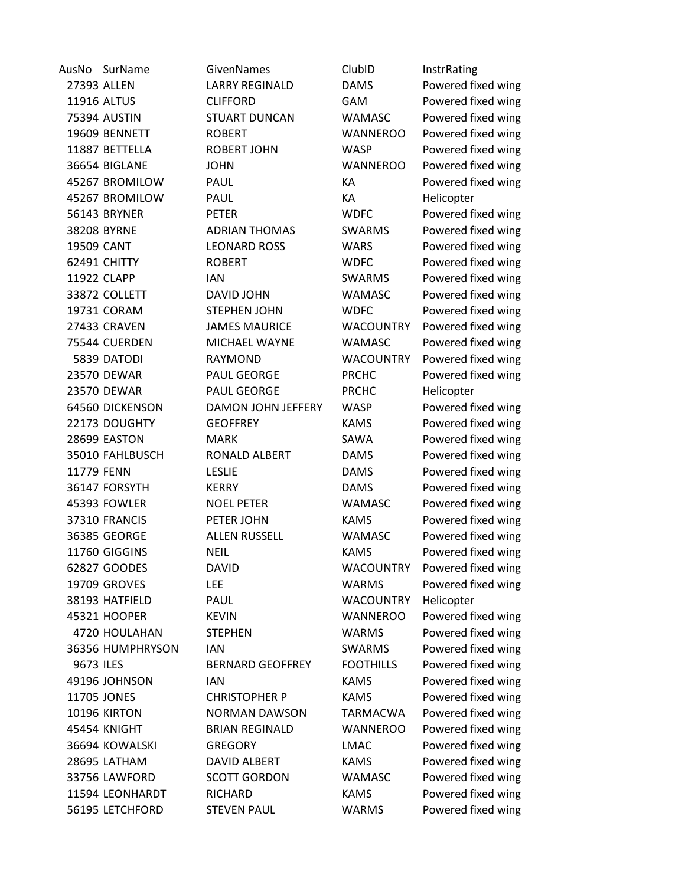| AusNo | SurName | GivenNames | ClubID | InstrRating |
| --- | --- | --- | --- | --- |
| 27393 | ALLEN | LARRY REGINALD | DAMS | Powered fixed wing |
| 11916 | ALTUS | CLIFFORD | GAM | Powered fixed wing |
| 75394 | AUSTIN | STUART DUNCAN | WAMASC | Powered fixed wing |
| 19609 | BENNETT | ROBERT | WANNEROO | Powered fixed wing |
| 11887 | BETTELLA | ROBERT JOHN | WASP | Powered fixed wing |
| 36654 | BIGLANE | JOHN | WANNEROO | Powered fixed wing |
| 45267 | BROMILOW | PAUL | KA | Powered fixed wing |
| 45267 | BROMILOW | PAUL | KA | Helicopter |
| 56143 | BRYNER | PETER | WDFC | Powered fixed wing |
| 38208 | BYRNE | ADRIAN THOMAS | SWARMS | Powered fixed wing |
| 19509 | CANT | LEONARD ROSS | WARS | Powered fixed wing |
| 62491 | CHITTY | ROBERT | WDFC | Powered fixed wing |
| 11922 | CLAPP | IAN | SWARMS | Powered fixed wing |
| 33872 | COLLETT | DAVID JOHN | WAMASC | Powered fixed wing |
| 19731 | CORAM | STEPHEN JOHN | WDFC | Powered fixed wing |
| 27433 | CRAVEN | JAMES MAURICE | WACOUNTRY | Powered fixed wing |
| 75544 | CUERDEN | MICHAEL WAYNE | WAMASC | Powered fixed wing |
| 5839 | DATODI | RAYMOND | WACOUNTRY | Powered fixed wing |
| 23570 | DEWAR | PAUL GEORGE | PRCHC | Powered fixed wing |
| 23570 | DEWAR | PAUL GEORGE | PRCHC | Helicopter |
| 64560 | DICKENSON | DAMON JOHN JEFFERY | WASP | Powered fixed wing |
| 22173 | DOUGHTY | GEOFFREY | KAMS | Powered fixed wing |
| 28699 | EASTON | MARK | SAWA | Powered fixed wing |
| 35010 | FAHLBUSCH | RONALD ALBERT | DAMS | Powered fixed wing |
| 11779 | FENN | LESLIE | DAMS | Powered fixed wing |
| 36147 | FORSYTH | KERRY | DAMS | Powered fixed wing |
| 45393 | FOWLER | NOEL PETER | WAMASC | Powered fixed wing |
| 37310 | FRANCIS | PETER JOHN | KAMS | Powered fixed wing |
| 36385 | GEORGE | ALLEN RUSSELL | WAMASC | Powered fixed wing |
| 11760 | GIGGINS | NEIL | KAMS | Powered fixed wing |
| 62827 | GOODES | DAVID | WACOUNTRY | Powered fixed wing |
| 19709 | GROVES | LEE | WARMS | Powered fixed wing |
| 38193 | HATFIELD | PAUL | WACOUNTRY | Helicopter |
| 45321 | HOOPER | KEVIN | WANNEROO | Powered fixed wing |
| 4720 | HOULAHAN | STEPHEN | WARMS | Powered fixed wing |
| 36356 | HUMPHRYSON | IAN | SWARMS | Powered fixed wing |
| 9673 | ILES | BERNARD GEOFFREY | FOOTHILLS | Powered fixed wing |
| 49196 | JOHNSON | IAN | KAMS | Powered fixed wing |
| 11705 | JONES | CHRISTOPHER P | KAMS | Powered fixed wing |
| 10196 | KIRTON | NORMAN DAWSON | TARMACWA | Powered fixed wing |
| 45454 | KNIGHT | BRIAN REGINALD | WANNEROO | Powered fixed wing |
| 36694 | KOWALSKI | GREGORY | LMAC | Powered fixed wing |
| 28695 | LATHAM | DAVID ALBERT | KAMS | Powered fixed wing |
| 33756 | LAWFORD | SCOTT GORDON | WAMASC | Powered fixed wing |
| 11594 | LEONHARDT | RICHARD | KAMS | Powered fixed wing |
| 56195 | LETCHFORD | STEVEN PAUL | WARMS | Powered fixed wing |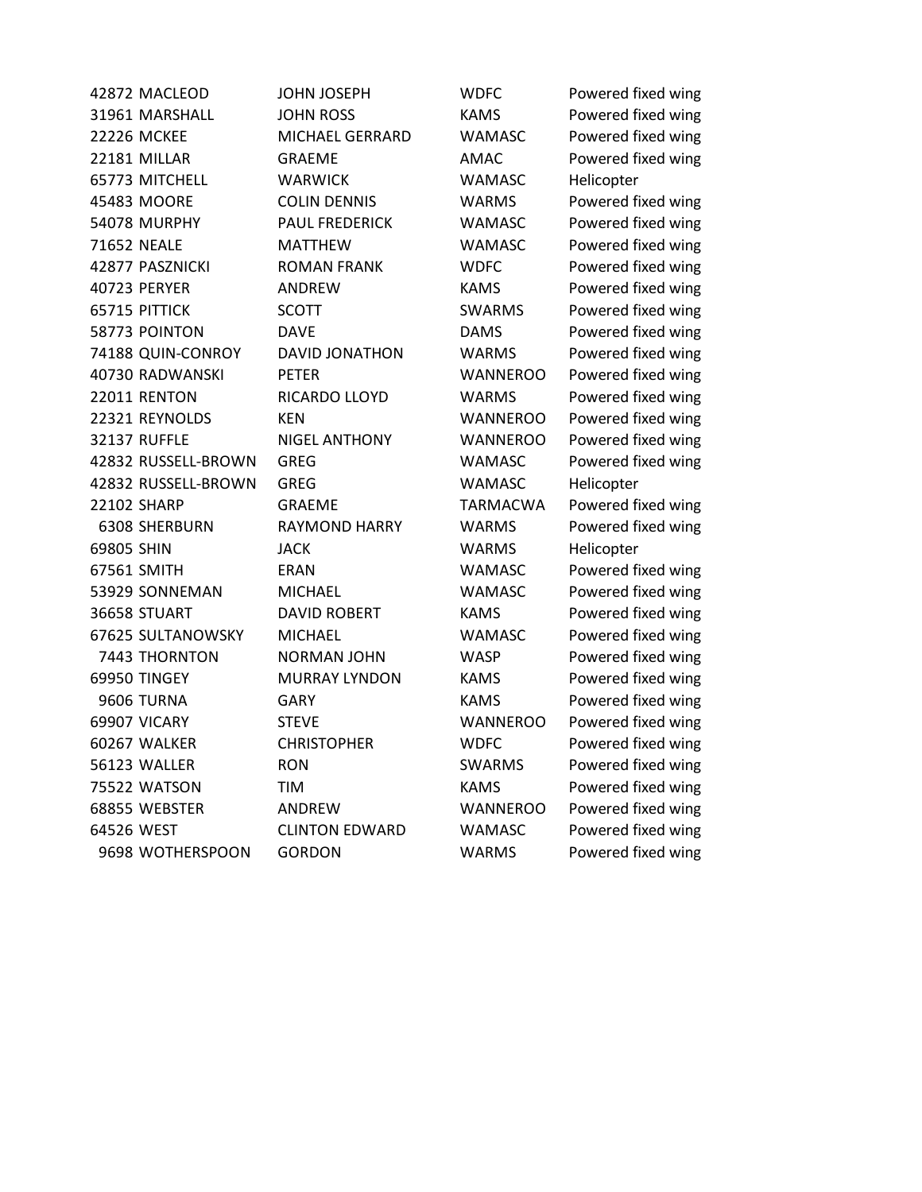| | | | | |
|---|---|---|---|---|
| 42872 | MACLEOD | JOHN JOSEPH | WDFC | Powered fixed wing |
| 31961 | MARSHALL | JOHN ROSS | KAMS | Powered fixed wing |
| 22226 | MCKEE | MICHAEL GERRARD | WAMASC | Powered fixed wing |
| 22181 | MILLAR | GRAEME | AMAC | Powered fixed wing |
| 65773 | MITCHELL | WARWICK | WAMASC | Helicopter |
| 45483 | MOORE | COLIN DENNIS | WARMS | Powered fixed wing |
| 54078 | MURPHY | PAUL FREDERICK | WAMASC | Powered fixed wing |
| 71652 | NEALE | MATTHEW | WAMASC | Powered fixed wing |
| 42877 | PASZNICKI | ROMAN FRANK | WDFC | Powered fixed wing |
| 40723 | PERYER | ANDREW | KAMS | Powered fixed wing |
| 65715 | PITTICK | SCOTT | SWARMS | Powered fixed wing |
| 58773 | POINTON | DAVE | DAMS | Powered fixed wing |
| 74188 | QUIN-CONROY | DAVID JONATHON | WARMS | Powered fixed wing |
| 40730 | RADWANSKI | PETER | WANNEROO | Powered fixed wing |
| 22011 | RENTON | RICARDO LLOYD | WARMS | Powered fixed wing |
| 22321 | REYNOLDS | KEN | WANNEROO | Powered fixed wing |
| 32137 | RUFFLE | NIGEL ANTHONY | WANNEROO | Powered fixed wing |
| 42832 | RUSSELL-BROWN | GREG | WAMASC | Powered fixed wing |
| 42832 | RUSSELL-BROWN | GREG | WAMASC | Helicopter |
| 22102 | SHARP | GRAEME | TARMACWA | Powered fixed wing |
| 6308 | SHERBURN | RAYMOND HARRY | WARMS | Powered fixed wing |
| 69805 | SHIN | JACK | WARMS | Helicopter |
| 67561 | SMITH | ERAN | WAMASC | Powered fixed wing |
| 53929 | SONNEMAN | MICHAEL | WAMASC | Powered fixed wing |
| 36658 | STUART | DAVID ROBERT | KAMS | Powered fixed wing |
| 67625 | SULTANOWSKY | MICHAEL | WAMASC | Powered fixed wing |
| 7443 | THORNTON | NORMAN JOHN | WASP | Powered fixed wing |
| 69950 | TINGEY | MURRAY LYNDON | KAMS | Powered fixed wing |
| 9606 | TURNA | GARY | KAMS | Powered fixed wing |
| 69907 | VICARY | STEVE | WANNEROO | Powered fixed wing |
| 60267 | WALKER | CHRISTOPHER | WDFC | Powered fixed wing |
| 56123 | WALLER | RON | SWARMS | Powered fixed wing |
| 75522 | WATSON | TIM | KAMS | Powered fixed wing |
| 68855 | WEBSTER | ANDREW | WANNEROO | Powered fixed wing |
| 64526 | WEST | CLINTON EDWARD | WAMASC | Powered fixed wing |
| 9698 | WOTHERSPOON | GORDON | WARMS | Powered fixed wing |